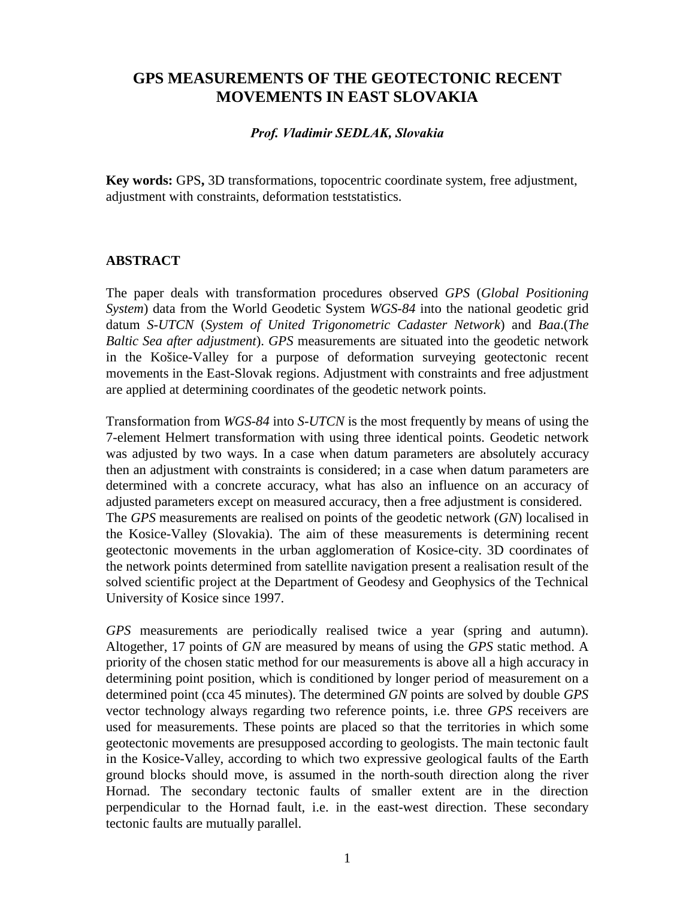# GPS MEASUREMENTS OF THE GEOTECTONIC RECENT MOVEMENTS IN EAST SLOVAKIA

***Prof. Vladimir SEDLAK, Slovakia***

**Key words:** GPS**,** 3D transformations, topocentric coordinate system, free adjustment, adjustment with constraints, deformation teststatistics.

## ABSTRACT

The paper deals with transformation procedures observed *GPS* (*Global Positioning System*) data from the World Geodetic System *WGS-84* into the national geodetic grid datum *S-UTCN* (*System of United Trigonometric Cadaster Network*) and *Baa*.(*The Baltic Sea after adjustment*). *GPS* measurements are situated into the geodetic network in the Košice-Valley for a purpose of deformation surveying geotectonic recent movements in the East-Slovak regions. Adjustment with constraints and free adjustment are applied at determining coordinates of the geodetic network points.

Transformation from *WGS-84* into *S-UTCN* is the most frequently by means of using the 7-element Helmert transformation with using three identical points. Geodetic network was adjusted by two ways. In a case when datum parameters are absolutely accuracy then an adjustment with constraints is considered; in a case when datum parameters are determined with a concrete accuracy, what has also an influence on an accuracy of adjusted parameters except on measured accuracy, then a free adjustment is considered. The *GPS* measurements are realised on points of the geodetic network (*GN*) localised in the Kosice-Valley (Slovakia). The aim of these measurements is determining recent geotectonic movements in the urban agglomeration of Kosice-city. 3D coordinates of the network points determined from satellite navigation present a realisation result of the solved scientific project at the Department of Geodesy and Geophysics of the Technical University of Kosice since 1997.

*GPS* measurements are periodically realised twice a year (spring and autumn). Altogether, 17 points of *GN* are measured by means of using the *GPS* static method. A priority of the chosen static method for our measurements is above all a high accuracy in determining point position, which is conditioned by longer period of measurement on a determined point (cca 45 minutes). The determined *GN* points are solved by double *GPS* vector technology always regarding two reference points, i.e. three *GPS* receivers are used for measurements. These points are placed so that the territories in which some geotectonic movements are presupposed according to geologists. The main tectonic fault in the Kosice-Valley, according to which two expressive geological faults of the Earth ground blocks should move, is assumed in the north-south direction along the river Hornad. The secondary tectonic faults of smaller extent are in the direction perpendicular to the Hornad fault, i.e. in the east-west direction. These secondary tectonic faults are mutually parallel.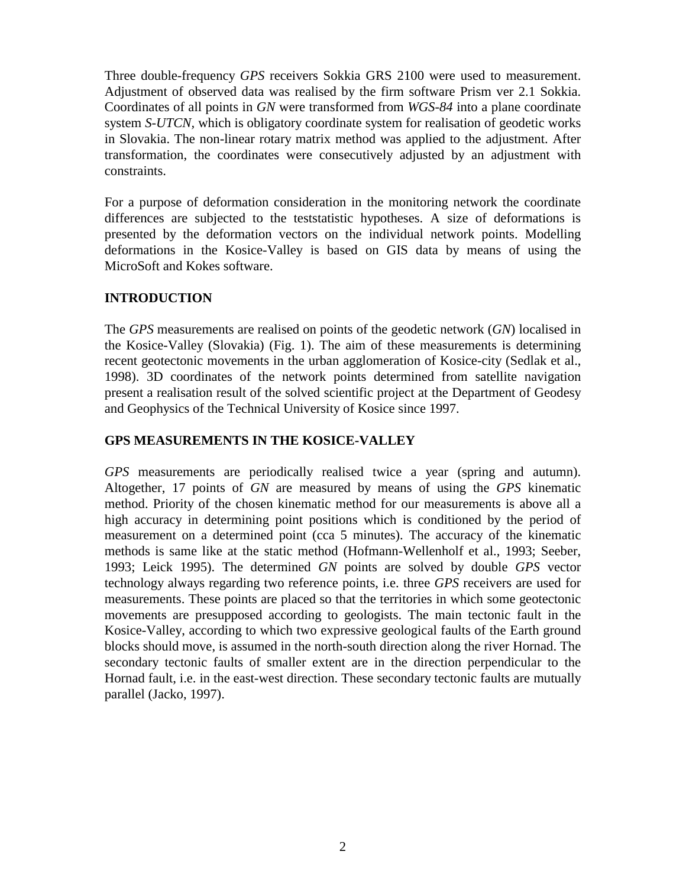Three double-frequency *GPS* receivers Sokkia GRS 2100 were used to measurement. Adjustment of observed data was realised by the firm software Prism ver 2.1 Sokkia. Coordinates of all points in *GN* were transformed from *WGS-84* into a plane coordinate system *S-UTCN*, which is obligatory coordinate system for realisation of geodetic works in Slovakia. The non-linear rotary matrix method was applied to the adjustment. After transformation, the coordinates were consecutively adjusted by an adjustment with constraints.

For a purpose of deformation consideration in the monitoring network the coordinate differences are subjected to the teststatistic hypotheses. A size of deformations is presented by the deformation vectors on the individual network points. Modelling deformations in the Kosice-Valley is based on GIS data by means of using the MicroSoft and Kokes software.

## INTRODUCTION

The *GPS* measurements are realised on points of the geodetic network (*GN*) localised in the Kosice-Valley (Slovakia) (Fig. 1). The aim of these measurements is determining recent geotectonic movements in the urban agglomeration of Kosice-city (Sedlak et al., 1998). 3D coordinates of the network points determined from satellite navigation present a realisation result of the solved scientific project at the Department of Geodesy and Geophysics of the Technical University of Kosice since 1997.

## GPS MEASUREMENTS IN THE KOSICE-VALLEY

*GPS* measurements are periodically realised twice a year (spring and autumn). Altogether, 17 points of *GN* are measured by means of using the *GPS* kinematic method. Priority of the chosen kinematic method for our measurements is above all a high accuracy in determining point positions which is conditioned by the period of measurement on a determined point (cca 5 minutes). The accuracy of the kinematic methods is same like at the static method (Hofmann-Wellenholf et al., 1993; Seeber, 1993; Leick 1995). The determined *GN* points are solved by double *GPS* vector technology always regarding two reference points, i.e. three *GPS* receivers are used for measurements. These points are placed so that the territories in which some geotectonic movements are presupposed according to geologists. The main tectonic fault in the Kosice-Valley, according to which two expressive geological faults of the Earth ground blocks should move, is assumed in the north-south direction along the river Hornad. The secondary tectonic faults of smaller extent are in the direction perpendicular to the Hornad fault, i.e. in the east-west direction. These secondary tectonic faults are mutually parallel (Jacko, 1997).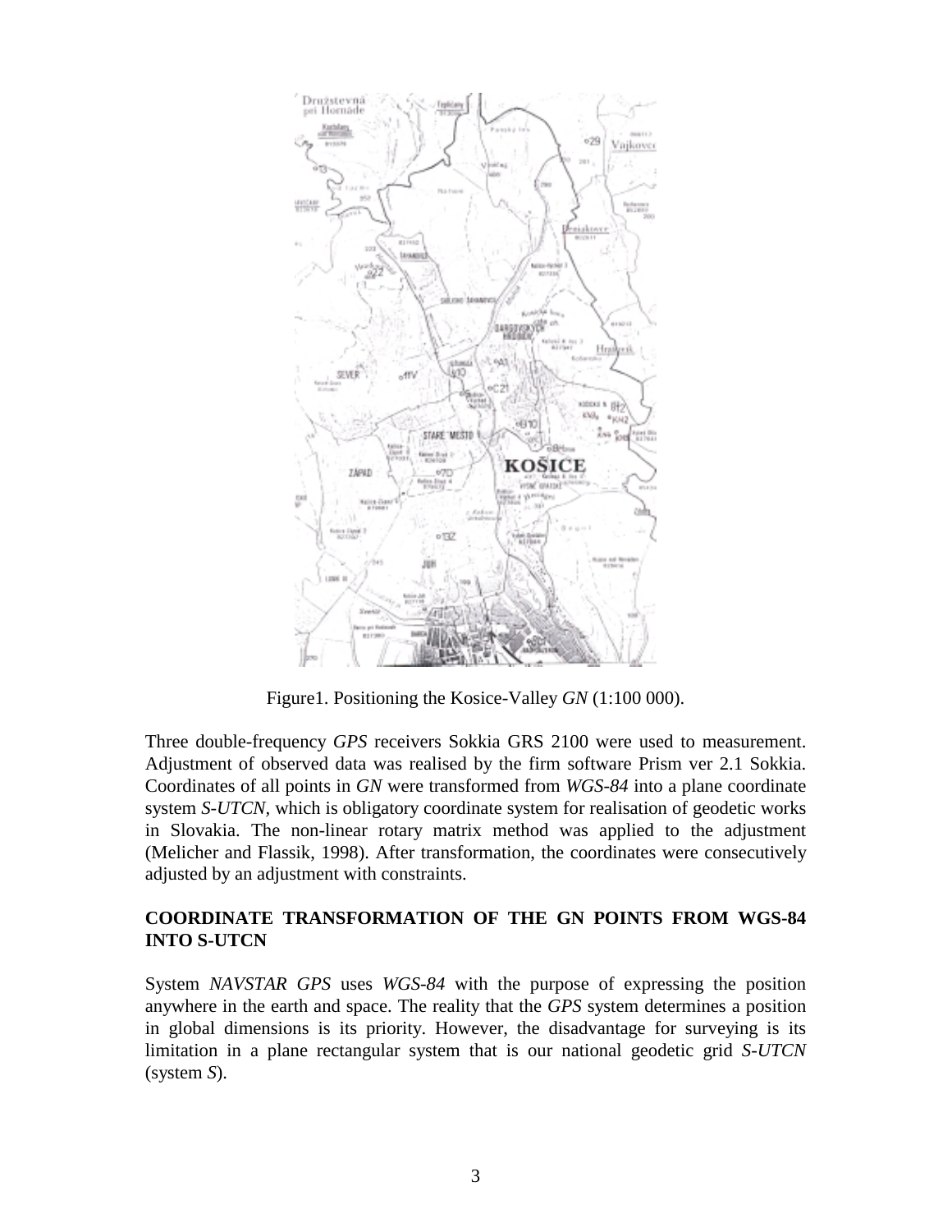Figure1. Positioning the Kosice-Valley *GN* (1:100 000).

Three double-frequency *GPS* receivers Sokkia GRS 2100 were used to measurement. Adjustment of observed data was realised by the firm software Prism ver 2.1 Sokkia. Coordinates of all points in *GN* were transformed from *WGS-84* into a plane coordinate system *S-UTCN*, which is obligatory coordinate system for realisation of geodetic works in Slovakia. The non-linear rotary matrix method was applied to the adjustment (Melicher and Flassik, 1998). After transformation, the coordinates were consecutively adjusted by an adjustment with constraints.

## COORDINATE TRANSFORMATION OF THE GN POINTS FROM WGS-84 INTO S-UTCN

System *NAVSTAR GPS* uses *WGS-84* with the purpose of expressing the position anywhere in the earth and space. The reality that the *GPS* system determines a position in global dimensions is its priority. However, the disadvantage for surveying is its limitation in a plane rectangular system that is our national geodetic grid *S-UTCN* (system *S*).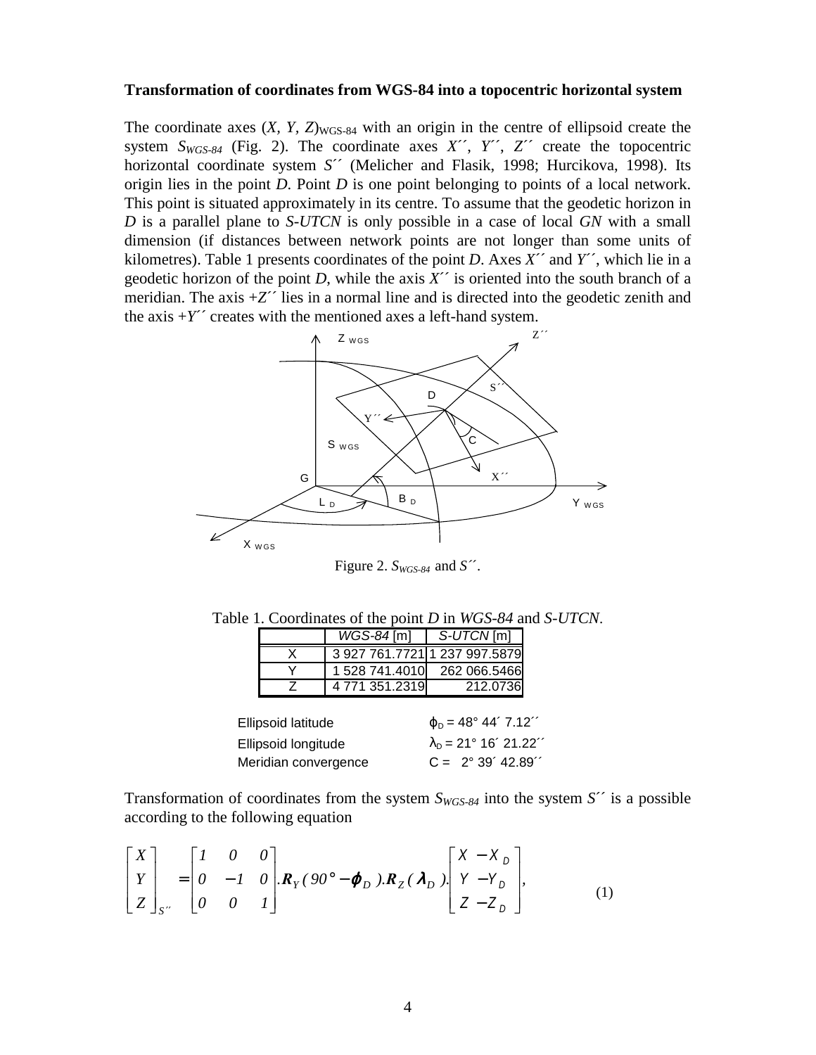**Transformation of coordinates from WGS-84 into a topocentric horizontal system**

The coordinate axes $(X, Y, Z)_{\text{WGS-84}}$ with an origin in the centre of ellipsoid create the system $S_{WGS\text{-}84}$ (Fig. 2). The coordinate axes $X''$, $Y''$, $Z''$ create the topocentric horizontal coordinate system $S''$ (Melicher and Flasik, 1998; Hurcikova, 1998). Its origin lies in the point *D*. Point *D* is one point belonging to points of a local network. This point is situated approximately in its centre. To assume that the geodetic horizon in *D* is a parallel plane to *S-UTCN* is only possible in a case of local *GN* with a small dimension (if distances between network points are not longer than some units of kilometres). Table 1 presents coordinates of the point *D*. Axes $X''$ and $Y''$, which lie in a geodetic horizon of the point *D*, while the axis $X''$ is oriented into the south branch of a meridian. The axis $+Z''$ lies in a normal line and is directed into the geodetic zenith and the axis $+Y''$ creates with the mentioned axes a left-hand system.

Z WGS

Z´´

S´´

D

Y´´

C

S WGS

X´´

G

L D

B D

Y WGS

X WGS

Figure 2. $S_{WGS\text{-}84}$ and $S''$.

Table 1. Coordinates of the point *D* in *WGS-84* and *S-UTCN*.

| | *WGS-84* [m] | *S-UTCN* [m] |
|---|---|---|
| X | 3 927 761.7721 | 1 237 997.5879 |
| Y | 1 528 741.4010 | 262 066.5466 |
| Z | 4 771 351.2319 | 212.0736 |

Ellipsoid latitude $\varphi_D = 48°\ 44'\ 7.12''$

Ellipsoid longitude $\lambda_D = 21°\ 16'\ 21.22''$

Meridian convergence $C = 2°\ 39'\ 42.89''$

Transformation of coordinates from the system $S_{WGS\text{-}84}$ into the system $S''$ is a possible according to the following equation

$$\begin{bmatrix} X \\ Y \\ Z \end{bmatrix}_{S''} = \begin{bmatrix} 1 & 0 & 0 \\ 0 & -1 & 0 \\ 0 & 0 & 1 \end{bmatrix} .\mathbf{R}_Y(90° - \varphi_D).\mathbf{R}_Z(\lambda_D). \begin{bmatrix} X - X_D \\ Y - Y_D \\ Z - Z_D \end{bmatrix}, \tag{1}$$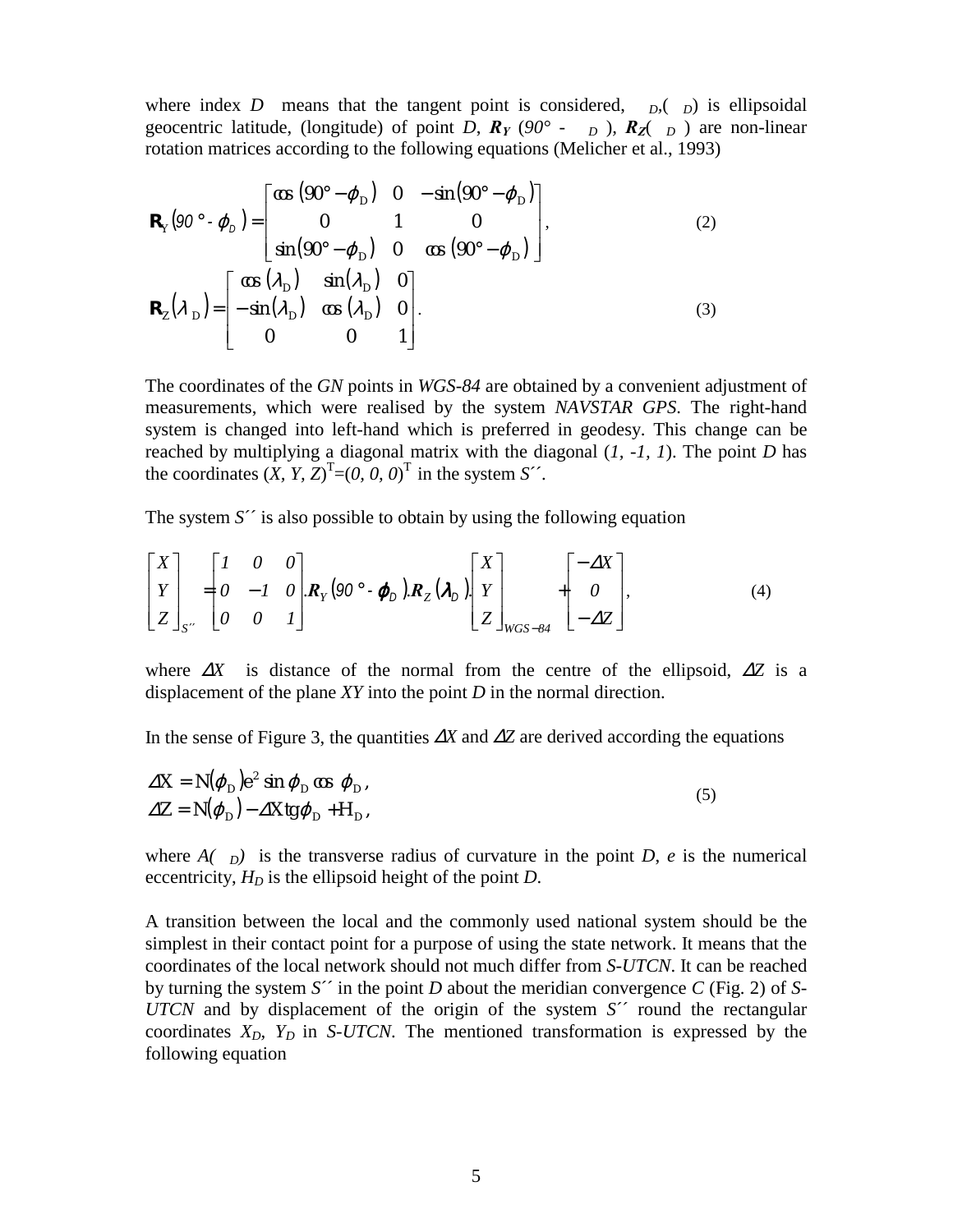where index $D$ means that the tangent point is considered, $\varphi_D$,($\lambda_D$) is ellipsoidal geocentric latitude, (longitude) of point $D$, $\mathbf{R}_Y$ ($90° - \varphi_D$), $\mathbf{R}_Z$($\lambda_D$) are non-linear rotation matrices according to the following equations (Melicher et al., 1993)

$$\mathbf{R}_Y\left(90° - \varphi_D\right) = \begin{bmatrix} \cos\left(90° - \varphi_D\right) & 0 & -\sin\left(90° - \varphi_D\right) \\ 0 & 1 & 0 \\ \sin\left(90° - \varphi_D\right) & 0 & \cos\left(90° - \varphi_D\right) \end{bmatrix}, \tag{2}$$

$$\mathbf{R}_Z\left(\lambda_D\right) = \begin{bmatrix} \cos\left(\lambda_D\right) & \sin\left(\lambda_D\right) & 0 \\ -\sin\left(\lambda_D\right) & \cos\left(\lambda_D\right) & 0 \\ 0 & 0 & 1 \end{bmatrix}. \tag{3}$$

The coordinates of the *GN* points in *WGS-84* are obtained by a convenient adjustment of measurements, which were realised by the system *NAVSTAR GPS*. The right-hand system is changed into left-hand which is preferred in geodesy. This change can be reached by multiplying a diagonal matrix with the diagonal (*1, -1, 1*). The point $D$ has the coordinates $(X, Y, Z)^T = (0, 0, 0)^T$ in the system $S''$.

The system $S''$ is also possible to obtain by using the following equation

$$\begin{bmatrix} X \\ Y \\ Z \end{bmatrix}_{S''} = \begin{bmatrix} 1 & 0 & 0 \\ 0 & -1 & 0 \\ 0 & 0 & 1 \end{bmatrix} . \mathbf{R}_Y\left(90° - \varphi_D\right) . \mathbf{R}_Z\left(\lambda_D\right) . \begin{bmatrix} X \\ Y \\ Z \end{bmatrix}_{WGS-84} + \begin{bmatrix} -\Delta X \\ 0 \\ -\Delta Z \end{bmatrix}, \tag{4}$$

where $\Delta X$ is distance of the normal from the centre of the ellipsoid, $\Delta Z$ is a displacement of the plane $XY$ into the point $D$ in the normal direction.

In the sense of Figure 3, the quantities $\Delta X$ and $\Delta Z$ are derived according the equations

$$\begin{aligned} \Delta X &= N\left(\varphi_D\right) e^2 \sin\varphi_D \cos\varphi_D , \\ \Delta Z &= N\left(\varphi_D\right) - \Delta X \operatorname{tg}\varphi_D + H_D , \end{aligned} \tag{5}$$

where $A(\varphi_D)$ is the transverse radius of curvature in the point $D$, $e$ is the numerical eccentricity, $H_D$ is the ellipsoid height of the point $D$.

A transition between the local and the commonly used national system should be the simplest in their contact point for a purpose of using the state network. It means that the coordinates of the local network should not much differ from *S-UTCN*. It can be reached by turning the system $S''$ in the point $D$ about the meridian convergence $C$ (Fig. 2) of *S-UTCN* and by displacement of the origin of the system $S''$ round the rectangular coordinates $X_D$, $Y_D$ in *S-UTCN*. The mentioned transformation is expressed by the following equation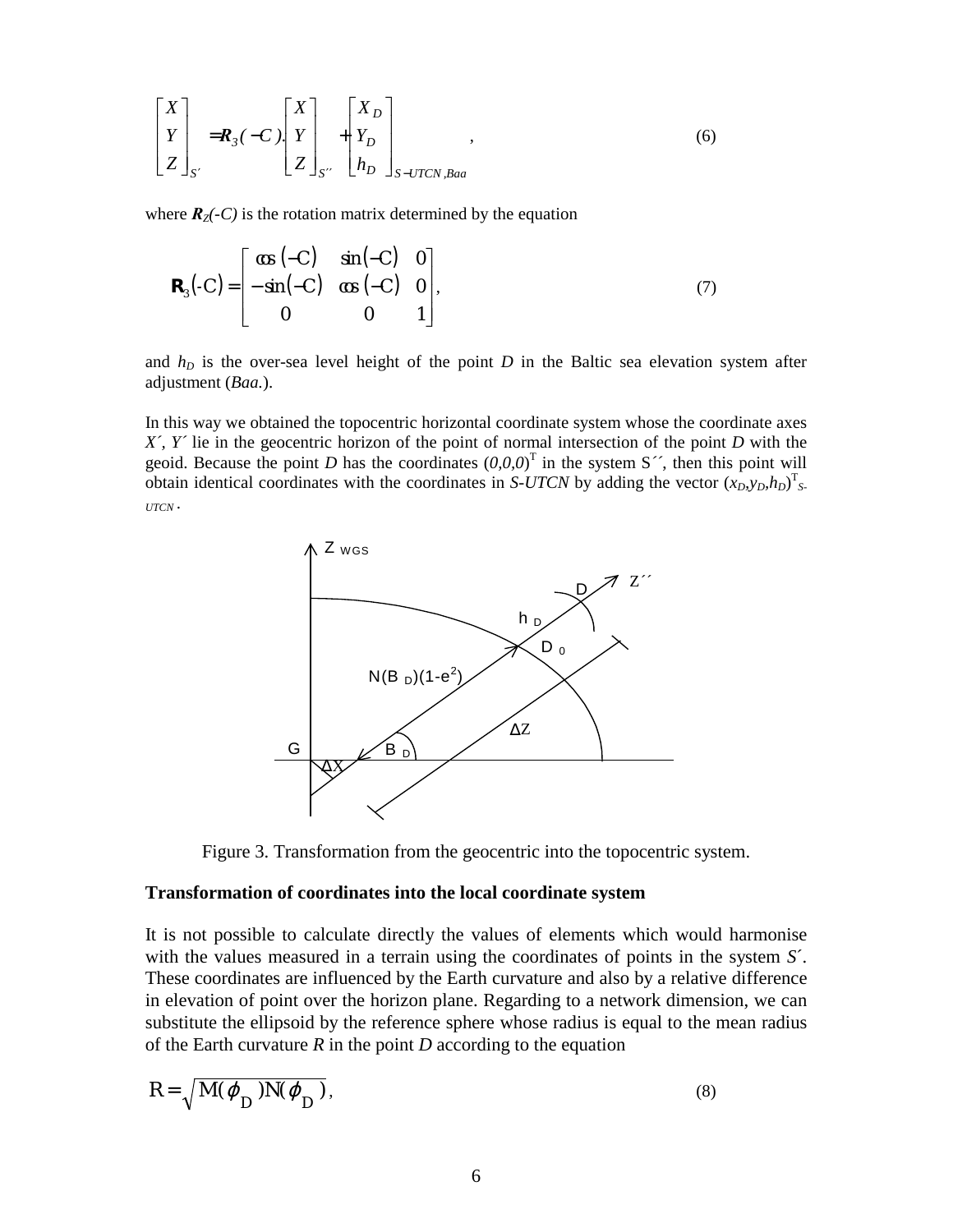$$
\begin{bmatrix} X \\ Y \\ Z \end{bmatrix}_{S'} = \boldsymbol{R}_3(-C) . \begin{bmatrix} X \\ Y \\ Z \end{bmatrix}_{S''} + \begin{bmatrix} X_D \\ Y_D \\ h_D \end{bmatrix}_{S-UTCN,Baa} , \tag{6}
$$

where $\boldsymbol{R}_Z(-C)$ is the rotation matrix determined by the equation

$$
\mathbf{R}_3(\text{-C}) = \begin{bmatrix} \cos(-C) & \sin(-C) & 0 \\ -\sin(-C) & \cos(-C) & 0 \\ 0 & 0 & 1 \end{bmatrix}, \tag{7}
$$

and $h_D$ is the over-sea level height of the point $D$ in the Baltic sea elevation system after adjustment (*Baa.*).

In this way we obtained the topocentric horizontal coordinate system whose the coordinate axes $X'$, $Y'$ lie in the geocentric horizon of the point of normal intersection of the point $D$ with the geoid. Because the point $D$ has the coordinates $(0,0,0)^T$ in the system $S''$, then this point will obtain identical coordinates with the coordinates in *S-UTCN* by adding the vector $(x_D,y_D,h_D)^T_{S-UTCN}$.

Z WGS
Z´´
D
h D
D 0
N(B D)(1-e2)
ΔZ
G
B D
ΔX

Figure 3. Transformation from the geocentric into the topocentric system.

**Transformation of coordinates into the local coordinate system**

It is not possible to calculate directly the values of elements which would harmonise with the values measured in a terrain using the coordinates of points in the system $S'$. These coordinates are influenced by the Earth curvature and also by a relative difference in elevation of point over the horizon plane. Regarding to a network dimension, we can substitute the ellipsoid by the reference sphere whose radius is equal to the mean radius of the Earth curvature $R$ in the point $D$ according to the equation

$$
\mathrm{R} = \sqrt{\mathrm{M}(\varphi_\mathrm{D})\mathrm{N}(\varphi_\mathrm{D})}, \tag{8}
$$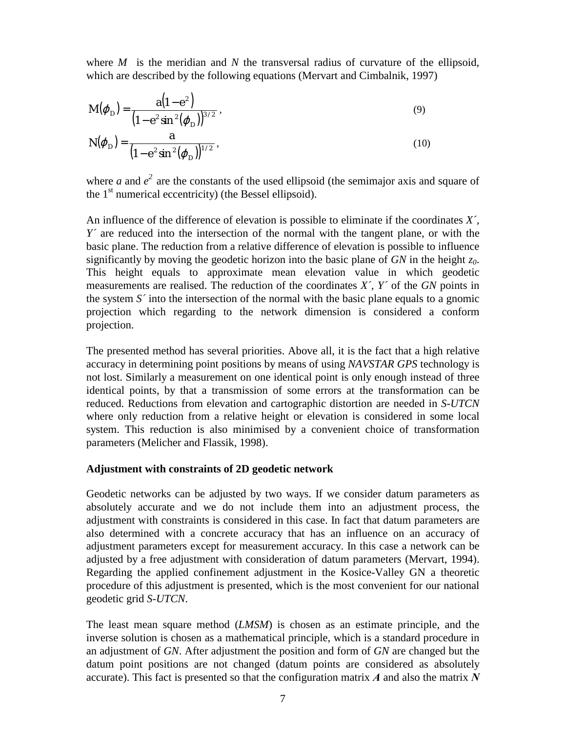where $M$ is the meridian and $N$ the transversal radius of curvature of the ellipsoid, which are described by the following equations (Mervart and Cimbalnik, 1997)

$$\mathrm{M}(\varphi_{\mathrm{D}}) = \frac{\mathrm{a}\left(1-\mathrm{e}^2\right)}{\left(1-\mathrm{e}^2\sin^2(\varphi_{\mathrm{D}})\right)^{3/2}}, \tag{9}$$

$$\mathrm{N}(\varphi_{\mathrm{D}}) = \frac{\mathrm{a}}{\left(1-\mathrm{e}^2\sin^2(\varphi_{\mathrm{D}})\right)^{1/2}}, \tag{10}$$

where $a$ and $e^2$ are the constants of the used ellipsoid (the semimajor axis and square of the 1st numerical eccentricity) (the Bessel ellipsoid).

An influence of the difference of elevation is possible to eliminate if the coordinates $X'$, $Y'$ are reduced into the intersection of the normal with the tangent plane, or with the basic plane. The reduction from a relative difference of elevation is possible to influence significantly by moving the geodetic horizon into the basic plane of *GN* in the height $z_0$. This height equals to approximate mean elevation value in which geodetic measurements are realised. The reduction of the coordinates $X'$, $Y'$ of the *GN* points in the system $S'$ into the intersection of the normal with the basic plane equals to a gnomic projection which regarding to the network dimension is considered a conform projection.

The presented method has several priorities. Above all, it is the fact that a high relative accuracy in determining point positions by means of using *NAVSTAR GPS* technology is not lost. Similarly a measurement on one identical point is only enough instead of three identical points, by that a transmission of some errors at the transformation can be reduced. Reductions from elevation and cartographic distortion are needed in *S-UTCN* where only reduction from a relative height or elevation is considered in some local system. This reduction is also minimised by a convenient choice of transformation parameters (Melicher and Flassik, 1998).

**Adjustment with constraints of 2D geodetic network**

Geodetic networks can be adjusted by two ways. If we consider datum parameters as absolutely accurate and we do not include them into an adjustment process, the adjustment with constraints is considered in this case. In fact that datum parameters are also determined with a concrete accuracy that has an influence on an accuracy of adjustment parameters except for measurement accuracy. In this case a network can be adjusted by a free adjustment with consideration of datum parameters (Mervart, 1994). Regarding the applied confinement adjustment in the Kosice-Valley GN a theoretic procedure of this adjustment is presented, which is the most convenient for our national geodetic grid *S-UTCN*.

The least mean square method (*LMSM*) is chosen as an estimate principle, and the inverse solution is chosen as a mathematical principle, which is a standard procedure in an adjustment of *GN*. After adjustment the position and form of *GN* are changed but the datum point positions are not changed (datum points are considered as absolutely accurate). This fact is presented so that the configuration matrix ***A*** and also the matrix ***N***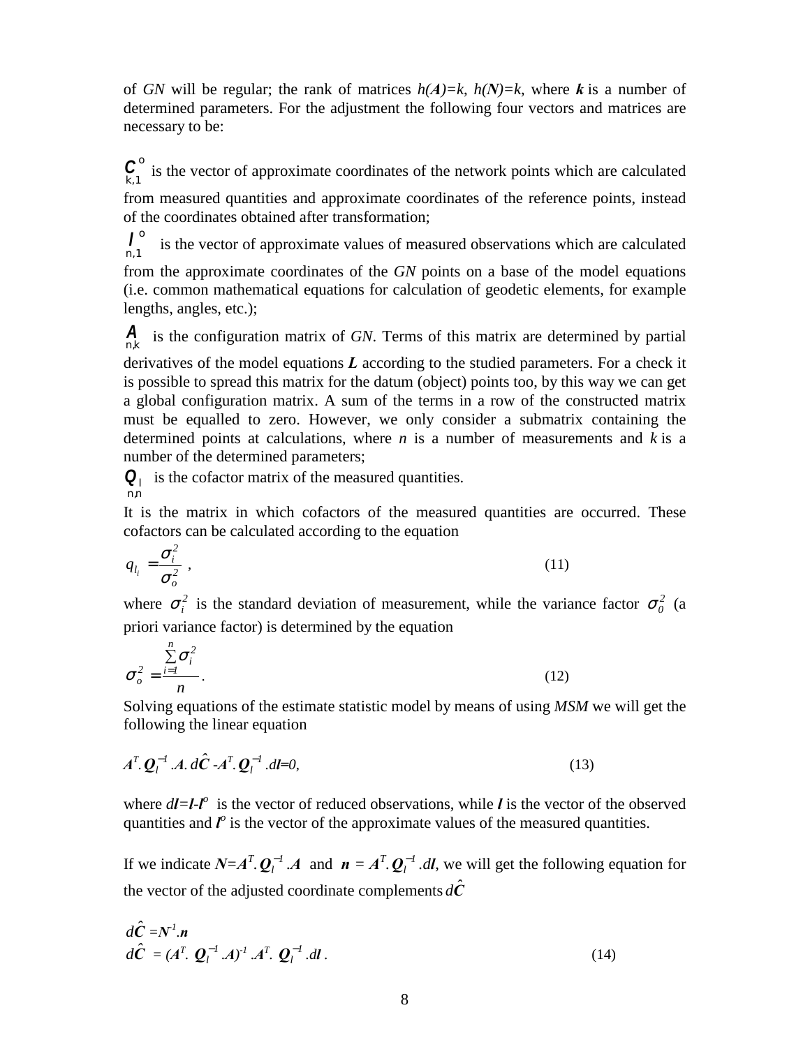of *GN* will be regular; the rank of matrices $h(\boldsymbol{A})=k$, $h(\boldsymbol{N})=k$, where $\boldsymbol{k}$ is a number of determined parameters. For the adjustment the following four vectors and matrices are necessary to be:

$\underset{k,1}{\boldsymbol{C}^{o}}$ is the vector of approximate coordinates of the network points which are calculated from measured quantities and approximate coordinates of the reference points, instead of the coordinates obtained after transformation;

$\underset{n,1}{\boldsymbol{l}^{o}}$ is the vector of approximate values of measured observations which are calculated from the approximate coordinates of the *GN* points on a base of the model equations (i.e. common mathematical equations for calculation of geodetic elements, for example lengths, angles, etc.);

$\underset{n,k}{\boldsymbol{A}}$ is the configuration matrix of *GN*. Terms of this matrix are determined by partial derivatives of the model equations $\boldsymbol{L}$ according to the studied parameters. For a check it is possible to spread this matrix for the datum (object) points too, by this way we can get a global configuration matrix. A sum of the terms in a row of the constructed matrix must be equalled to zero. However, we only consider a submatrix containing the determined points at calculations, where $n$ is a number of measurements and $k$ is a number of the determined parameters;

$\underset{n,n}{\boldsymbol{Q}_l}$ is the cofactor matrix of the measured quantities.

It is the matrix in which cofactors of the measured quantities are occurred. These cofactors can be calculated according to the equation

$$q_{l_i} = \frac{\sigma_i^2}{\sigma_o^2} \; , \tag{11}$$

where $\sigma_i^2$ is the standard deviation of measurement, while the variance factor $\sigma_0^2$ (a priori variance factor) is determined by the equation

$$\sigma_o^2 = \frac{\sum_{i=1}^{n} \sigma_i^2}{n} \; . \tag{12}$$

Solving equations of the estimate statistic model by means of using *MSM* we will get the following the linear equation

$$\boldsymbol{A}^T.\boldsymbol{Q}_l^{-1}.\boldsymbol{A}.\,d\hat{\boldsymbol{C}} - \boldsymbol{A}^T.\boldsymbol{Q}_l^{-1}.\,d\boldsymbol{l}=0, \tag{13}$$

where $d\boldsymbol{l}=\boldsymbol{l}-\boldsymbol{l}^o$ is the vector of reduced observations, while $\boldsymbol{l}$ is the vector of the observed quantities and $\boldsymbol{l}^o$ is the vector of the approximate values of the measured quantities.

If we indicate $\boldsymbol{N}=\boldsymbol{A}^T.\boldsymbol{Q}_l^{-1}.\boldsymbol{A}$ and $\boldsymbol{n} = \boldsymbol{A}^T.\boldsymbol{Q}_l^{-1}.d\boldsymbol{l}$, we will get the following equation for the vector of the adjusted coordinate complements $d\hat{\boldsymbol{C}}$

$$d\hat{\boldsymbol{C}} = \boldsymbol{N}^{-1}.\boldsymbol{n}$$

$$d\hat{\boldsymbol{C}} = (\boldsymbol{A}^T.\,\boldsymbol{Q}_l^{-1}.\boldsymbol{A})^{-1}.\boldsymbol{A}^T.\,\boldsymbol{Q}_l^{-1}.d\boldsymbol{l}\,. \tag{14}$$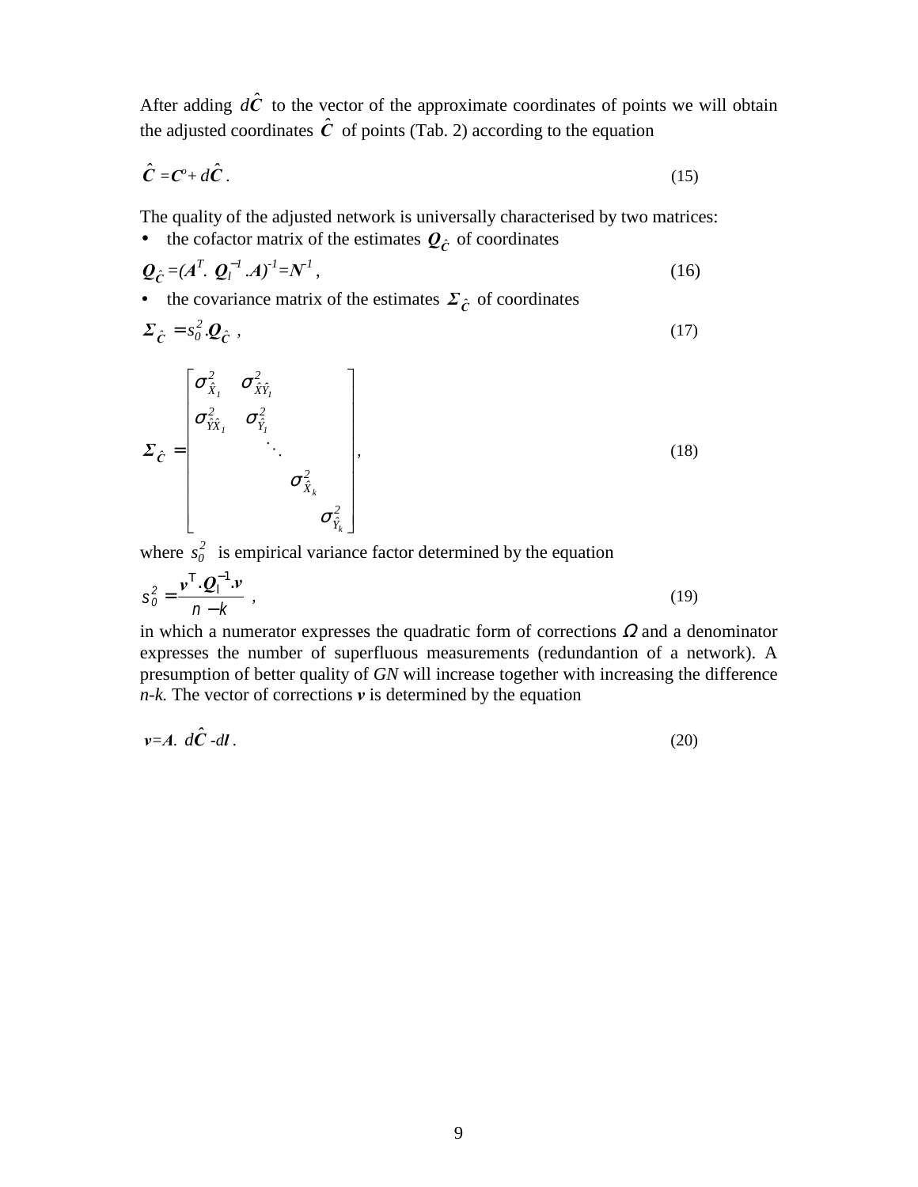After adding $d\hat{\boldsymbol{C}}$ to the vector of the approximate coordinates of points we will obtain the adjusted coordinates $\hat{\boldsymbol{C}}$ of points (Tab. 2) according to the equation

$$\hat{\boldsymbol{C}} = \boldsymbol{C}^o + d\hat{\boldsymbol{C}} . \tag{15}$$

The quality of the adjusted network is universally characterised by two matrices:

- the cofactor matrix of the estimates $\boldsymbol{Q}_{\hat{C}}$ of coordinates

$$\boldsymbol{Q}_{\hat{C}} = (\boldsymbol{A}^T . \ \boldsymbol{Q}_l^{-1} . \boldsymbol{A})^{-1} = \boldsymbol{N}^{-1} , \tag{16}$$

- the covariance matrix of the estimates $\boldsymbol{\Sigma}_{\hat{C}}$ of coordinates

$$\boldsymbol{\Sigma}_{\hat{C}} = s_0^2 . \boldsymbol{Q}_{\hat{C}} , \tag{17}$$

$$\boldsymbol{\Sigma}_{\hat{C}} = \begin{bmatrix} \sigma^2_{\hat{X}_1} & \sigma^2_{\hat{X}\hat{Y}_1} & & & \\ \sigma^2_{\hat{Y}\hat{X}_1} & \sigma^2_{\hat{Y}_1} & & & \\ & & \ddots & & \\ & & & \sigma^2_{\hat{X}_k} & \\ & & & & \sigma^2_{\hat{Y}_k} \end{bmatrix} , \tag{18}$$

where $s_0^2$ is empirical variance factor determined by the equation

$$s_0^2 = \frac{\boldsymbol{v}^T . \boldsymbol{Q}_l^{-1} . \boldsymbol{v}}{n-k} , \tag{19}$$

in which a numerator expresses the quadratic form of corrections $\Omega$ and a denominator expresses the number of superfluous measurements (redundantion of a network). A presumption of better quality of *GN* will increase together with increasing the difference *n-k.* The vector of corrections $\boldsymbol{v}$ is determined by the equation

$$\boldsymbol{v} = \boldsymbol{A}. \ d\hat{\boldsymbol{C}} - d\boldsymbol{l} . \tag{20}$$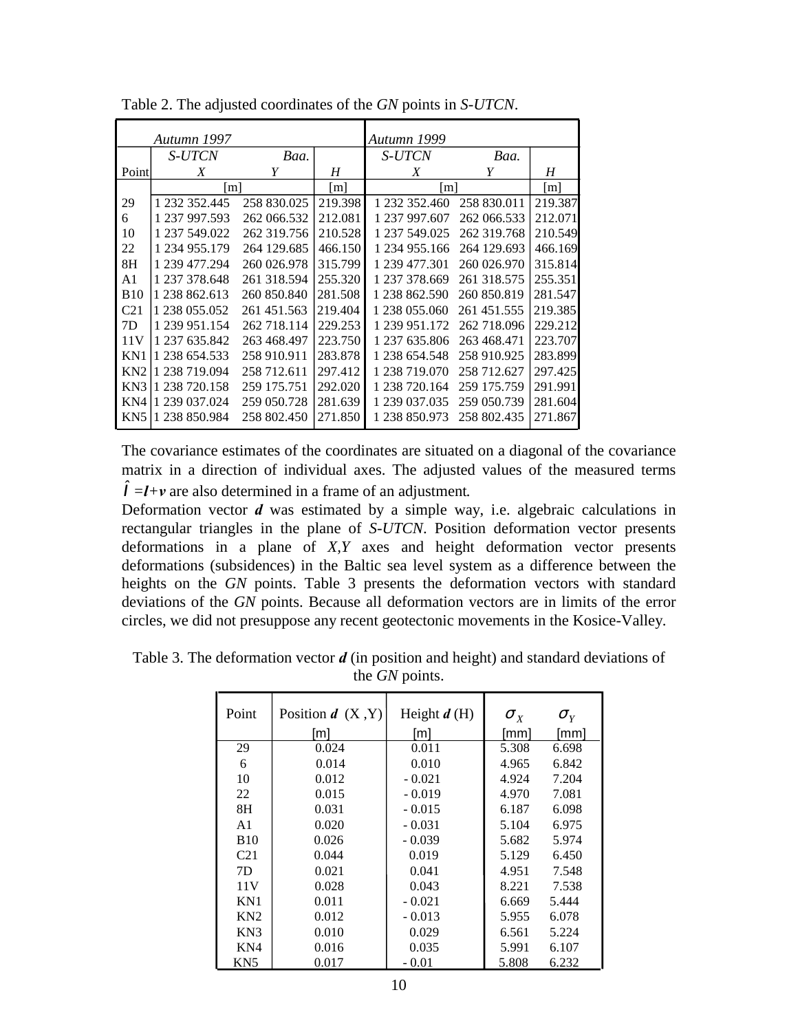Table 2. The adjusted coordinates of the *GN* points in *S-UTCN*.

| | Autumn 1997 | | | Autumn 1999 | | |
|---|---|---|---|---|---|---|
| | *S-UTCN* | *Baa.* | | *S-UTCN* | *Baa.* | |
| Point | *X* | *Y* | *H* | *X* | *Y* | *H* |
| | [m] | | [m] | [m] | | [m] |
| 29 | 1 232 352.445 | 258 830.025 | 219.398 | 1 232 352.460 | 258 830.011 | 219.387 |
| 6 | 1 237 997.593 | 262 066.532 | 212.081 | 1 237 997.607 | 262 066.533 | 212.071 |
| 10 | 1 237 549.022 | 262 319.756 | 210.528 | 1 237 549.025 | 262 319.768 | 210.549 |
| 22 | 1 234 955.179 | 264 129.685 | 466.150 | 1 234 955.166 | 264 129.693 | 466.169 |
| 8H | 1 239 477.294 | 260 026.978 | 315.799 | 1 239 477.301 | 260 026.970 | 315.814 |
| A1 | 1 237 378.648 | 261 318.594 | 255.320 | 1 237 378.669 | 261 318.575 | 255.351 |
| B10 | 1 238 862.613 | 260 850.840 | 281.508 | 1 238 862.590 | 260 850.819 | 281.547 |
| C21 | 1 238 055.052 | 261 451.563 | 219.404 | 1 238 055.060 | 261 451.555 | 219.385 |
| 7D | 1 239 951.154 | 262 718.114 | 229.253 | 1 239 951.172 | 262 718.096 | 229.212 |
| 11V | 1 237 635.842 | 263 468.497 | 223.750 | 1 237 635.806 | 263 468.471 | 223.707 |
| KN1 | 1 238 654.533 | 258 910.911 | 283.878 | 1 238 654.548 | 258 910.925 | 283.899 |
| KN2 | 1 238 719.094 | 258 712.611 | 297.412 | 1 238 719.070 | 258 712.627 | 297.425 |
| KN3 | 1 238 720.158 | 259 175.751 | 292.020 | 1 238 720.164 | 259 175.759 | 291.991 |
| KN4 | 1 239 037.024 | 259 050.728 | 281.639 | 1 239 037.035 | 259 050.739 | 281.604 |
| KN5 | 1 238 850.984 | 258 802.450 | 271.850 | 1 238 850.973 | 258 802.435 | 271.867 |

The covariance estimates of the coordinates are situated on a diagonal of the covariance matrix in a direction of individual axes. The adjusted values of the measured terms $\hat{\boldsymbol{l}} = \boldsymbol{l} + \boldsymbol{v}$ are also determined in a frame of an adjustment.

Deformation vector $\boldsymbol{d}$ was estimated by a simple way, i.e. algebraic calculations in rectangular triangles in the plane of *S-UTCN*. Position deformation vector presents deformations in a plane of *X,Y* axes and height deformation vector presents deformations (subsidences) in the Baltic sea level system as a difference between the heights on the *GN* points. Table 3 presents the deformation vectors with standard deviations of the *GN* points. Because all deformation vectors are in limits of the error circles, we did not presuppose any recent geotectonic movements in the Kosice-Valley.

Table 3. The deformation vector $\boldsymbol{d}$ (in position and height) and standard deviations of the *GN* points.

| Point | Position $\boldsymbol{d}$ (X ,Y) | Height $\boldsymbol{d}$ (H) | $\sigma_X$ | $\sigma_Y$ |
|---|---|---|---|---|
| | [m] | [m] | [mm] | [mm] |
| 29 | 0.024 | 0.011 | 5.308 | 6.698 |
| 6 | 0.014 | 0.010 | 4.965 | 6.842 |
| 10 | 0.012 | - 0.021 | 4.924 | 7.204 |
| 22 | 0.015 | - 0.019 | 4.970 | 7.081 |
| 8H | 0.031 | - 0.015 | 6.187 | 6.098 |
| A1 | 0.020 | - 0.031 | 5.104 | 6.975 |
| B10 | 0.026 | - 0.039 | 5.682 | 5.974 |
| C21 | 0.044 | 0.019 | 5.129 | 6.450 |
| 7D | 0.021 | 0.041 | 4.951 | 7.548 |
| 11V | 0.028 | 0.043 | 8.221 | 7.538 |
| KN1 | 0.011 | - 0.021 | 6.669 | 5.444 |
| KN2 | 0.012 | - 0.013 | 5.955 | 6.078 |
| KN3 | 0.010 | 0.029 | 6.561 | 5.224 |
| KN4 | 0.016 | 0.035 | 5.991 | 6.107 |
| KN5 | 0.017 | - 0.01 | 5.808 | 6.232 |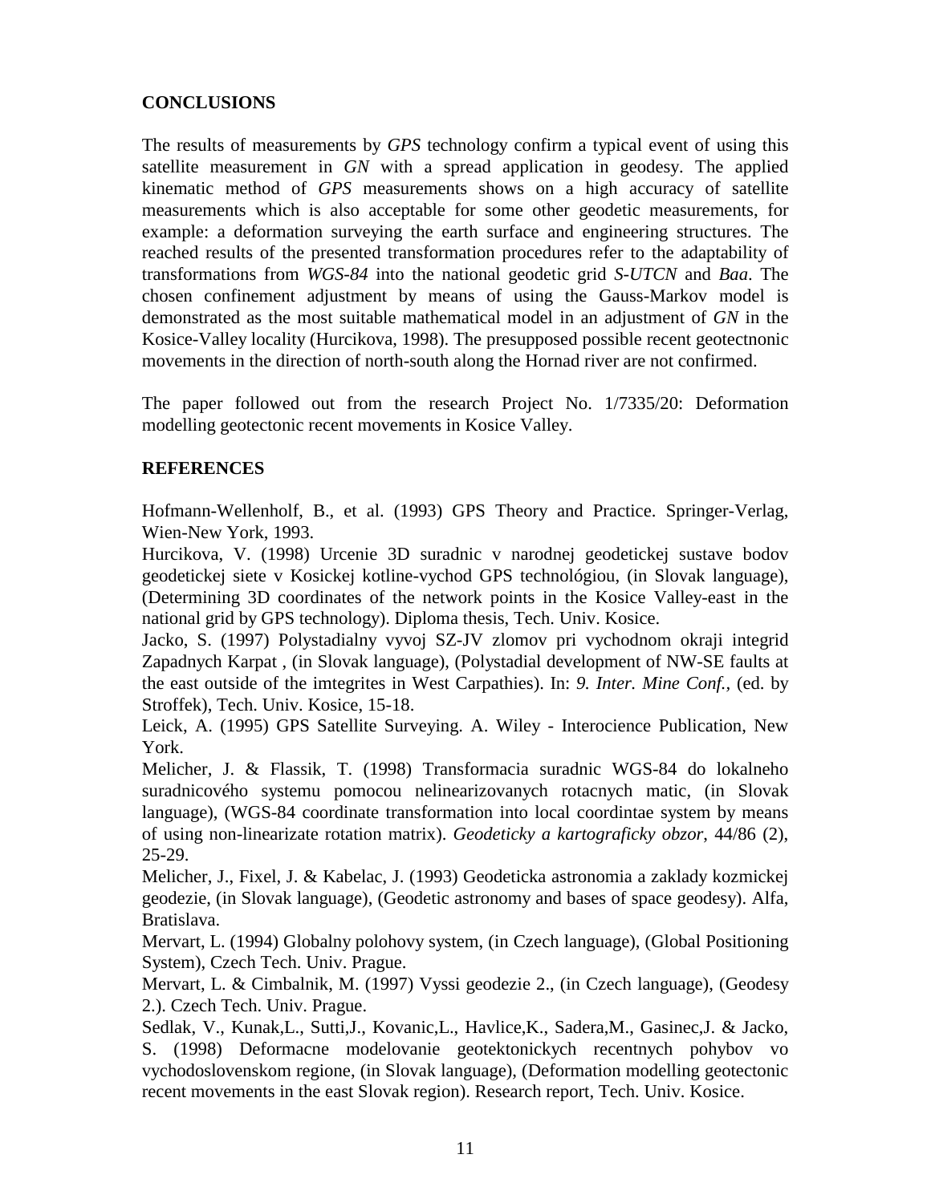## CONCLUSIONS

The results of measurements by *GPS* technology confirm a typical event of using this satellite measurement in *GN* with a spread application in geodesy. The applied kinematic method of *GPS* measurements shows on a high accuracy of satellite measurements which is also acceptable for some other geodetic measurements, for example: a deformation surveying the earth surface and engineering structures. The reached results of the presented transformation procedures refer to the adaptability of transformations from *WGS-84* into the national geodetic grid *S-UTCN* and *Baa*. The chosen confinement adjustment by means of using the Gauss-Markov model is demonstrated as the most suitable mathematical model in an adjustment of *GN* in the Kosice-Valley locality (Hurcikova, 1998). The presupposed possible recent geotectnonic movements in the direction of north-south along the Hornad river are not confirmed.

The paper followed out from the research Project No. 1/7335/20: Deformation modelling geotectonic recent movements in Kosice Valley.

## REFERENCES

Hofmann-Wellenholf, B., et al. (1993) GPS Theory and Practice. Springer-Verlag, Wien-New York, 1993.

Hurcikova, V. (1998) Urcenie 3D suradnic v narodnej geodetickej sustave bodov geodetickej siete v Kosickej kotline-vychod GPS technológiou, (in Slovak language), (Determining 3D coordinates of the network points in the Kosice Valley-east in the national grid by GPS technology). Diploma thesis, Tech. Univ. Kosice.

Jacko, S. (1997) Polystadialny vyvoj SZ-JV zlomov pri vychodnom okraji integrid Zapadnych Karpat , (in Slovak language), (Polystadial development of NW-SE faults at the east outside of the imtegrites in West Carpathies). In: *9. Inter. Mine Conf.*, (ed. by Stroffek), Tech. Univ. Kosice, 15-18.

Leick, A. (1995) GPS Satellite Surveying. A. Wiley - Interocience Publication, New York.

Melicher, J. & Flassik, T. (1998) Transformacia suradnic WGS-84 do lokalneho suradnicového systemu pomocou nelinearizovanych rotacnych matic, (in Slovak language), (WGS-84 coordinate transformation into local coordintae system by means of using non-linearizate rotation matrix). *Geodeticky a kartograficky obzor*, 44/86 (2), 25-29.

Melicher, J., Fixel, J. & Kabelac, J. (1993) Geodeticka astronomia a zaklady kozmickej geodezie, (in Slovak language), (Geodetic astronomy and bases of space geodesy). Alfa, Bratislava.

Mervart, L. (1994) Globalny polohovy system, (in Czech language), (Global Positioning System), Czech Tech. Univ. Prague.

Mervart, L. & Cimbalnik, M. (1997) Vyssi geodezie 2., (in Czech language), (Geodesy 2.). Czech Tech. Univ. Prague.

Sedlak, V., Kunak,L., Sutti,J., Kovanic,L., Havlice,K., Sadera,M., Gasinec,J. & Jacko, S. (1998) Deformacne modelovanie geotektonickych recentnych pohybov vo vychodoslovenskom regione, (in Slovak language), (Deformation modelling geotectonic recent movements in the east Slovak region). Research report, Tech. Univ. Kosice.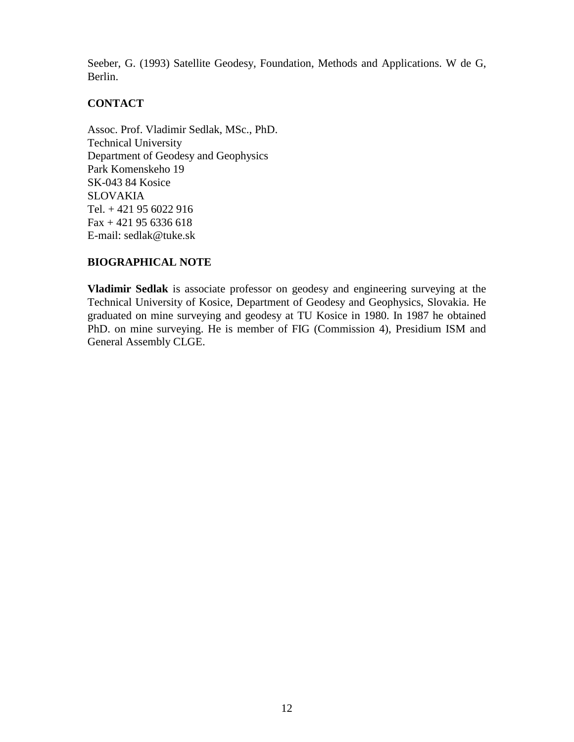Seeber, G. (1993) Satellite Geodesy, Foundation, Methods and Applications. W de G, Berlin.

## CONTACT

Assoc. Prof. Vladimir Sedlak, MSc., PhD.
Technical University
Department of Geodesy and Geophysics
Park Komenskeho 19
SK-043 84 Kosice
SLOVAKIA
Tel. + 421 95 6022 916
Fax + 421 95 6336 618
E-mail: sedlak@tuke.sk

## BIOGRAPHICAL NOTE

**Vladimir Sedlak** is associate professor on geodesy and engineering surveying at the Technical University of Kosice, Department of Geodesy and Geophysics, Slovakia. He graduated on mine surveying and geodesy at TU Kosice in 1980. In 1987 he obtained PhD. on mine surveying. He is member of FIG (Commission 4), Presidium ISM and General Assembly CLGE.